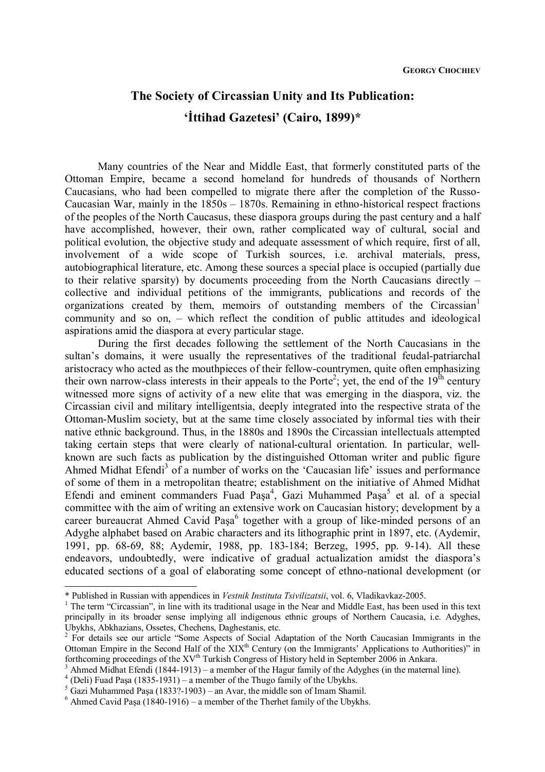GEORGY CHOCHIEV

# The Society of Circassian Unity and Its Publication: 'İttihad Gazetesi' (Cairo, 1899)*

Many countries of the Near and Middle East, that formerly constituted parts of the Ottoman Empire, became a second homeland for hundreds of thousands of Northern Caucasians, who had been compelled to migrate there after the completion of the Russo-Caucasian War, mainly in the 1850s – 1870s. Remaining in ethno-historical respect fractions of the peoples of the North Caucasus, these diaspora groups during the past century and a half have accomplished, however, their own, rather complicated way of cultural, social and political evolution, the objective study and adequate assessment of which require, first of all, involvement of a wide scope of Turkish sources, i.e. archival materials, press, autobiographical literature, etc. Among these sources a special place is occupied (partially due to their relative sparsity) by documents proceeding from the North Caucasians directly – collective and individual petitions of the immigrants, publications and records of the organizations created by them, memoirs of outstanding members of the Circassian[1] community and so on, – which reflect the condition of public attitudes and ideological aspirations amid the diaspora at every particular stage.

During the first decades following the settlement of the North Caucasians in the sultan's domains, it were usually the representatives of the traditional feudal-patriarchal aristocracy who acted as the mouthpieces of their fellow-countrymen, quite often emphasizing their own narrow-class interests in their appeals to the Porte[2]; yet, the end of the 19th century witnessed more signs of activity of a new elite that was emerging in the diaspora, viz. the Circassian civil and military intelligentsia, deeply integrated into the respective strata of the Ottoman-Muslim society, but at the same time closely associated by informal ties with their native ethnic background. Thus, in the 1880s and 1890s the Circassian intellectuals attempted taking certain steps that were clearly of national-cultural orientation. In particular, well-known are such facts as publication by the distinguished Ottoman writer and public figure Ahmed Midhat Efendi[3] of a number of works on the 'Caucasian life' issues and performance of some of them in a metropolitan theatre; establishment on the initiative of Ahmed Midhat Efendi and eminent commanders Fuad Paşa[4], Gazi Muhammed Paşa[5] et al. of a special committee with the aim of writing an extensive work on Caucasian history; development by a career bureaucrat Ahmed Cavid Paşa[6] together with a group of like-minded persons of an Adyghe alphabet based on Arabic characters and its lithographic print in 1897, etc. (Aydemir, 1991, pp. 68-69, 88; Aydemir, 1988, pp. 183-184; Berzeg, 1995, pp. 9-14). All these endeavors, undoubtedly, were indicative of gradual actualization amidst the diaspora's educated sections of a goal of elaborating some concept of ethno-national development (or

---

\* Published in Russian with appendices in *Vestnik Instituta Tsivilizatsii*, vol. 6, Vladikavkaz-2005.

[1] The term "Circassian", in line with its traditional usage in the Near and Middle East, has been used in this text principally in its broader sense implying all indigenous ethnic groups of Northern Caucasia, i.e. Adyghes, Ubykhs, Abkhazians, Ossetes, Chechens, Daghestanis, etc.

[2] For details see our article "Some Aspects of Social Adaptation of the North Caucasian Immigrants in the Ottoman Empire in the Second Half of the XIXth Century (on the Immigrants' Applications to Authorities)" in forthcoming proceedings of the XVth Turkish Congress of History held in September 2006 in Ankara.

[3] Ahmed Midhat Efendi (1844-1913) – a member of the Hagur family of the Adyghes (in the maternal line).

[4] (Deli) Fuad Paşa (1835-1931) – a member of the Thugo family of the Ubykhs.

[5] Gazi Muhammed Paşa (1833?-1903) – an Avar, the middle son of Imam Shamil.

[6] Ahmed Cavid Paşa (1840-1916) – a member of the Therhet family of the Ubykhs.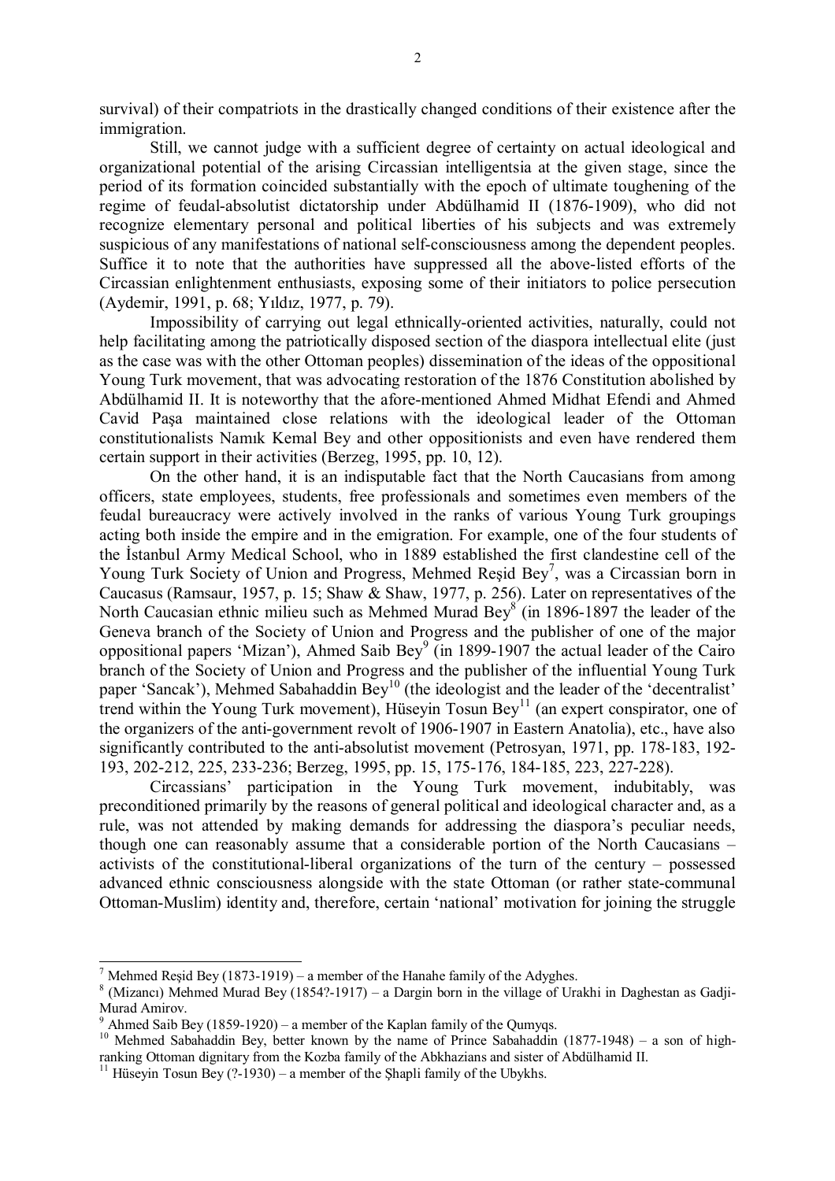survival) of their compatriots in the drastically changed conditions of their existence after the immigration.

Still, we cannot judge with a sufficient degree of certainty on actual ideological and organizational potential of the arising Circassian intelligentsia at the given stage, since the period of its formation coincided substantially with the epoch of ultimate toughening of the regime of feudal-absolutist dictatorship under Abdülhamid II (1876-1909), who did not recognize elementary personal and political liberties of his subjects and was extremely suspicious of any manifestations of national self-consciousness among the dependent peoples. Suffice it to note that the authorities have suppressed all the above-listed efforts of the Circassian enlightenment enthusiasts, exposing some of their initiators to police persecution (Aydemir, 1991, p. 68; Yıldız, 1977, p. 79).

Impossibility of carrying out legal ethnically-oriented activities, naturally, could not help facilitating among the patriotically disposed section of the diaspora intellectual elite (just as the case was with the other Ottoman peoples) dissemination of the ideas of the oppositional Young Turk movement, that was advocating restoration of the 1876 Constitution abolished by Abdülhamid II. It is noteworthy that the afore-mentioned Ahmed Midhat Efendi and Ahmed Cavid Paşa maintained close relations with the ideological leader of the Ottoman constitutionalists Namık Kemal Bey and other oppositionists and even have rendered them certain support in their activities (Berzeg, 1995, pp. 10, 12).

On the other hand, it is an indisputable fact that the North Caucasians from among officers, state employees, students, free professionals and sometimes even members of the feudal bureaucracy were actively involved in the ranks of various Young Turk groupings acting both inside the empire and in the emigration. For example, one of the four students of the İstanbul Army Medical School, who in 1889 established the first clandestine cell of the Young Turk Society of Union and Progress, Mehmed Reşid Bey[7], was a Circassian born in Caucasus (Ramsaur, 1957, p. 15; Shaw & Shaw, 1977, p. 256). Later on representatives of the North Caucasian ethnic milieu such as Mehmed Murad Bey[8] (in 1896-1897 the leader of the Geneva branch of the Society of Union and Progress and the publisher of one of the major oppositional papers 'Mizan'), Ahmed Saib Bey[9] (in 1899-1907 the actual leader of the Cairo branch of the Society of Union and Progress and the publisher of the influential Young Turk paper 'Sancak'), Mehmed Sabahaddin Bey[10] (the ideologist and the leader of the 'decentralist' trend within the Young Turk movement), Hüseyin Tosun Bey[11] (an expert conspirator, one of the organizers of the anti-government revolt of 1906-1907 in Eastern Anatolia), etc., have also significantly contributed to the anti-absolutist movement (Petrosyan, 1971, pp. 178-183, 192-193, 202-212, 225, 233-236; Berzeg, 1995, pp. 15, 175-176, 184-185, 223, 227-228).

Circassians' participation in the Young Turk movement, indubitably, was preconditioned primarily by the reasons of general political and ideological character and, as a rule, was not attended by making demands for addressing the diaspora's peculiar needs, though one can reasonably assume that a considerable portion of the North Caucasians – activists of the constitutional-liberal organizations of the turn of the century – possessed advanced ethnic consciousness alongside with the state Ottoman (or rather state-communal Ottoman-Muslim) identity and, therefore, certain 'national' motivation for joining the struggle

---

[7] Mehmed Reşid Bey (1873-1919) – a member of the Hanahe family of the Adyghes.

[8] (Mizancı) Mehmed Murad Bey (1854?-1917) – a Dargin born in the village of Urakhi in Daghestan as Gadji-Murad Amirov.

[9] Ahmed Saib Bey (1859-1920) – a member of the Kaplan family of the Qumyqs.

[10] Mehmed Sabahaddin Bey, better known by the name of Prince Sabahaddin (1877-1948) – a son of high-ranking Ottoman dignitary from the Kozba family of the Abkhazians and sister of Abdülhamid II.

[11] Hüseyin Tosun Bey (?-1930) – a member of the Şhapli family of the Ubykhs.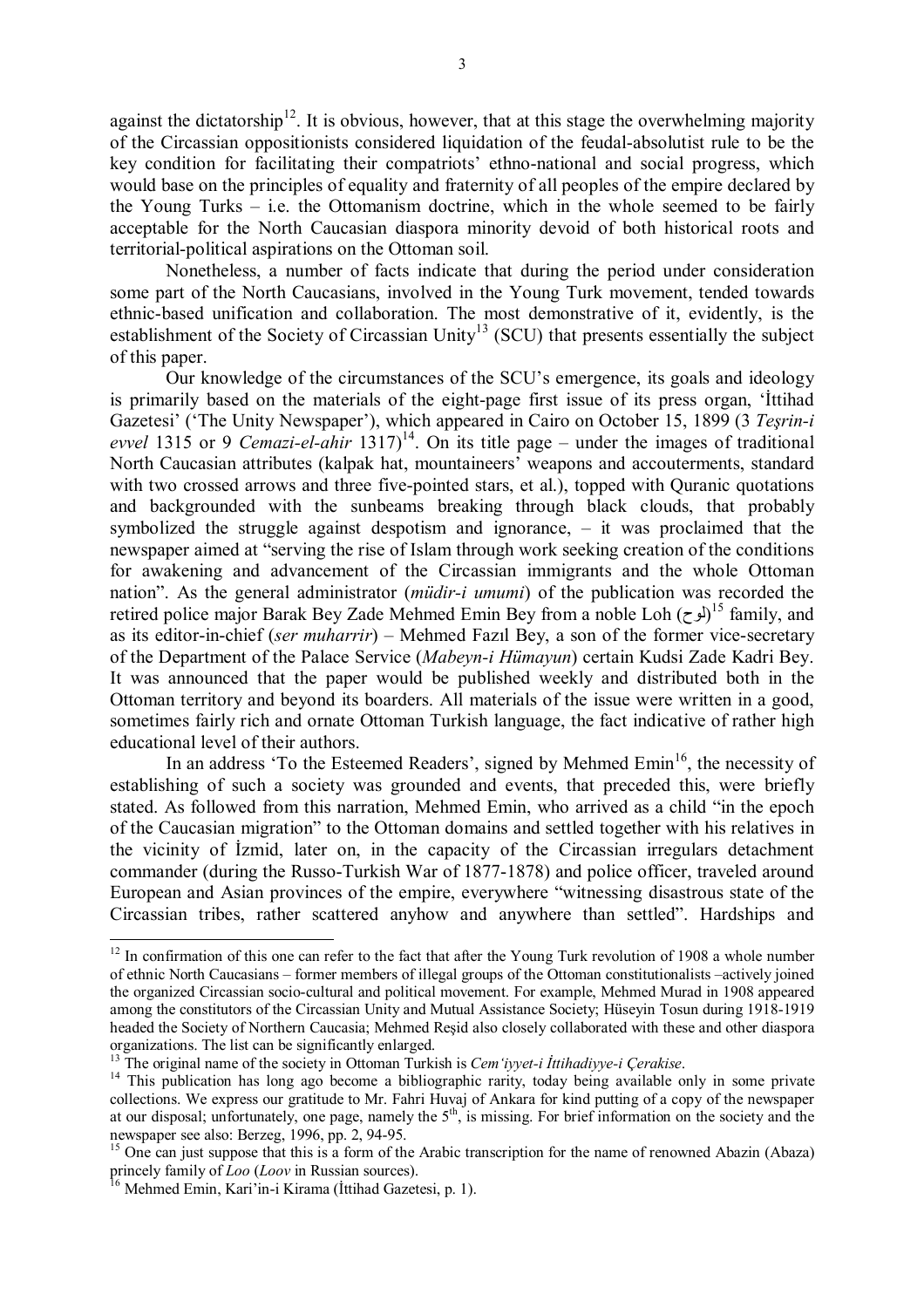against the dictatorship[12]. It is obvious, however, that at this stage the overwhelming majority of the Circassian oppositionists considered liquidation of the feudal-absolutist rule to be the key condition for facilitating their compatriots' ethno-national and social progress, which would base on the principles of equality and fraternity of all peoples of the empire declared by the Young Turks – i.e. the Ottomanism doctrine, which in the whole seemed to be fairly acceptable for the North Caucasian diaspora minority devoid of both historical roots and territorial-political aspirations on the Ottoman soil.

Nonetheless, a number of facts indicate that during the period under consideration some part of the North Caucasians, involved in the Young Turk movement, tended towards ethnic-based unification and collaboration. The most demonstrative of it, evidently, is the establishment of the Society of Circassian Unity[13] (SCU) that presents essentially the subject of this paper.

Our knowledge of the circumstances of the SCU's emergence, its goals and ideology is primarily based on the materials of the eight-page first issue of its press organ, 'İttihad Gazetesi' ('The Unity Newspaper'), which appeared in Cairo on October 15, 1899 (3 *Teşrin-i evvel* 1315 or 9 *Cemazi-el-ahir* 1317)[14]. On its title page – under the images of traditional North Caucasian attributes (kalpak hat, mountaineers' weapons and accouterments, standard with two crossed arrows and three five-pointed stars, et al.), topped with Quranic quotations and backgrounded with the sunbeams breaking through black clouds, that probably symbolized the struggle against despotism and ignorance, – it was proclaimed that the newspaper aimed at "serving the rise of Islam through work seeking creation of the conditions for awakening and advancement of the Circassian immigrants and the whole Ottoman nation". As the general administrator (*müdir-i umumi*) of the publication was recorded the retired police major Barak Bey Zade Mehmed Emin Bey from a noble Loh (لوح)[15] family, and as its editor-in-chief (*ser muharrir*) – Mehmed Fazıl Bey, a son of the former vice-secretary of the Department of the Palace Service (*Mabeyn-i Hümayun*) certain Kudsi Zade Kadri Bey. It was announced that the paper would be published weekly and distributed both in the Ottoman territory and beyond its boarders. All materials of the issue were written in a good, sometimes fairly rich and ornate Ottoman Turkish language, the fact indicative of rather high educational level of their authors.

In an address 'To the Esteemed Readers', signed by Mehmed Emin[16], the necessity of establishing of such a society was grounded and events, that preceded this, were briefly stated. As followed from this narration, Mehmed Emin, who arrived as a child "in the epoch of the Caucasian migration" to the Ottoman domains and settled together with his relatives in the vicinity of İzmid, later on, in the capacity of the Circassian irregulars detachment commander (during the Russo-Turkish War of 1877-1878) and police officer, traveled around European and Asian provinces of the empire, everywhere "witnessing disastrous state of the Circassian tribes, rather scattered anyhow and anywhere than settled". Hardships and

---

[12] In confirmation of this one can refer to the fact that after the Young Turk revolution of 1908 a whole number of ethnic North Caucasians – former members of illegal groups of the Ottoman constitutionalists –actively joined the organized Circassian socio-cultural and political movement. For example, Mehmed Murad in 1908 appeared among the constitutors of the Circassian Unity and Mutual Assistance Society; Hüseyin Tosun during 1918-1919 headed the Society of Northern Caucasia; Mehmed Reşid also closely collaborated with these and other diaspora organizations. The list can be significantly enlarged.

[13] The original name of the society in Ottoman Turkish is *Cem'iyyet-i İttihadiyye-i Çerakise*.

[14] This publication has long ago become a bibliographic rarity, today being available only in some private collections. We express our gratitude to Mr. Fahri Huvaj of Ankara for kind putting of a copy of the newspaper at our disposal; unfortunately, one page, namely the 5th, is missing. For brief information on the society and the newspaper see also: Berzeg, 1996, pp. 2, 94-95.

[15] One can just suppose that this is a form of the Arabic transcription for the name of renowned Abazin (Abaza) princely family of *Loo* (*Loov* in Russian sources).

[16] Mehmed Emin, Kari'in-i Kirama (İttihad Gazetesi, p. 1).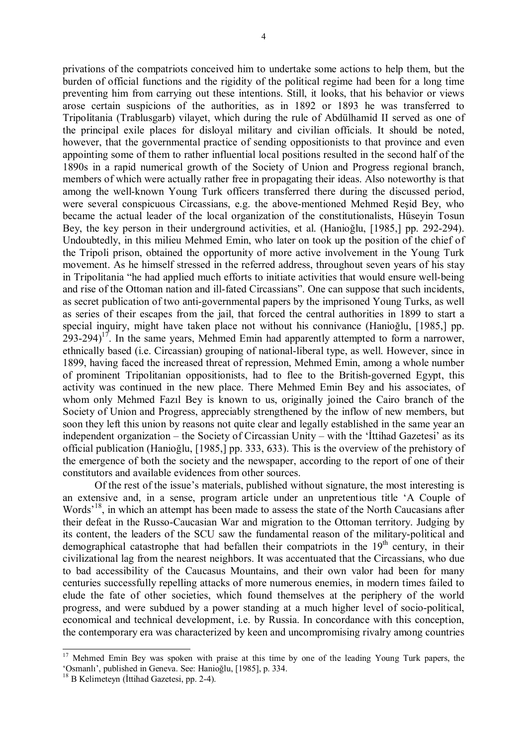privations of the compatriots conceived him to undertake some actions to help them, but the burden of official functions and the rigidity of the political regime had been for a long time preventing him from carrying out these intentions. Still, it looks, that his behavior or views arose certain suspicions of the authorities, as in 1892 or 1893 he was transferred to Tripolitania (Trablusgarb) vilayet, which during the rule of Abdülhamid II served as one of the principal exile places for disloyal military and civilian officials. It should be noted, however, that the governmental practice of sending oppositionists to that province and even appointing some of them to rather influential local positions resulted in the second half of the 1890s in a rapid numerical growth of the Society of Union and Progress regional branch, members of which were actually rather free in propagating their ideas. Also noteworthy is that among the well-known Young Turk officers transferred there during the discussed period, were several conspicuous Circassians, e.g. the above-mentioned Mehmed Reşid Bey, who became the actual leader of the local organization of the constitutionalists, Hüseyin Tosun Bey, the key person in their underground activities, et al. (Hanioğlu, [1985,] pp. 292-294). Undoubtedly, in this milieu Mehmed Emin, who later on took up the position of the chief of the Tripoli prison, obtained the opportunity of more active involvement in the Young Turk movement. As he himself stressed in the referred address, throughout seven years of his stay in Tripolitania "he had applied much efforts to initiate activities that would ensure well-being and rise of the Ottoman nation and ill-fated Circassians". One can suppose that such incidents, as secret publication of two anti-governmental papers by the imprisoned Young Turks, as well as series of their escapes from the jail, that forced the central authorities in 1899 to start a special inquiry, might have taken place not without his connivance (Hanioğlu, [1985,] pp. 293-294)[17]. In the same years, Mehmed Emin had apparently attempted to form a narrower, ethnically based (i.e. Circassian) grouping of national-liberal type, as well. However, since in 1899, having faced the increased threat of repression, Mehmed Emin, among a whole number of prominent Tripolitanian oppositionists, had to flee to the British-governed Egypt, this activity was continued in the new place. There Mehmed Emin Bey and his associates, of whom only Mehmed Fazıl Bey is known to us, originally joined the Cairo branch of the Society of Union and Progress, appreciably strengthened by the inflow of new members, but soon they left this union by reasons not quite clear and legally established in the same year an independent organization – the Society of Circassian Unity – with the 'İttihad Gazetesi' as its official publication (Hanioğlu, [1985,] pp. 333, 633). This is the overview of the prehistory of the emergence of both the society and the newspaper, according to the report of one of their constitutors and available evidences from other sources.

Of the rest of the issue's materials, published without signature, the most interesting is an extensive and, in a sense, program article under an unpretentious title 'A Couple of Words'[18], in which an attempt has been made to assess the state of the North Caucasians after their defeat in the Russo-Caucasian War and migration to the Ottoman territory. Judging by its content, the leaders of the SCU saw the fundamental reason of the military-political and demographical catastrophe that had befallen their compatriots in the 19th century, in their civilizational lag from the nearest neighbors. It was accentuated that the Circassians, who due to bad accessibility of the Caucasus Mountains, and their own valor had been for many centuries successfully repelling attacks of more numerous enemies, in modern times failed to elude the fate of other societies, which found themselves at the periphery of the world progress, and were subdued by a power standing at a much higher level of socio-political, economical and technical development, i.e. by Russia. In concordance with this conception, the contemporary era was characterized by keen and uncompromising rivalry among countries

[17] Mehmed Emin Bey was spoken with praise at this time by one of the leading Young Turk papers, the 'Osmanlı', published in Geneva. See: Hanioğlu, [1985], p. 334.

[18] B Kelimeteyn (İttihad Gazetesi, pp. 2-4).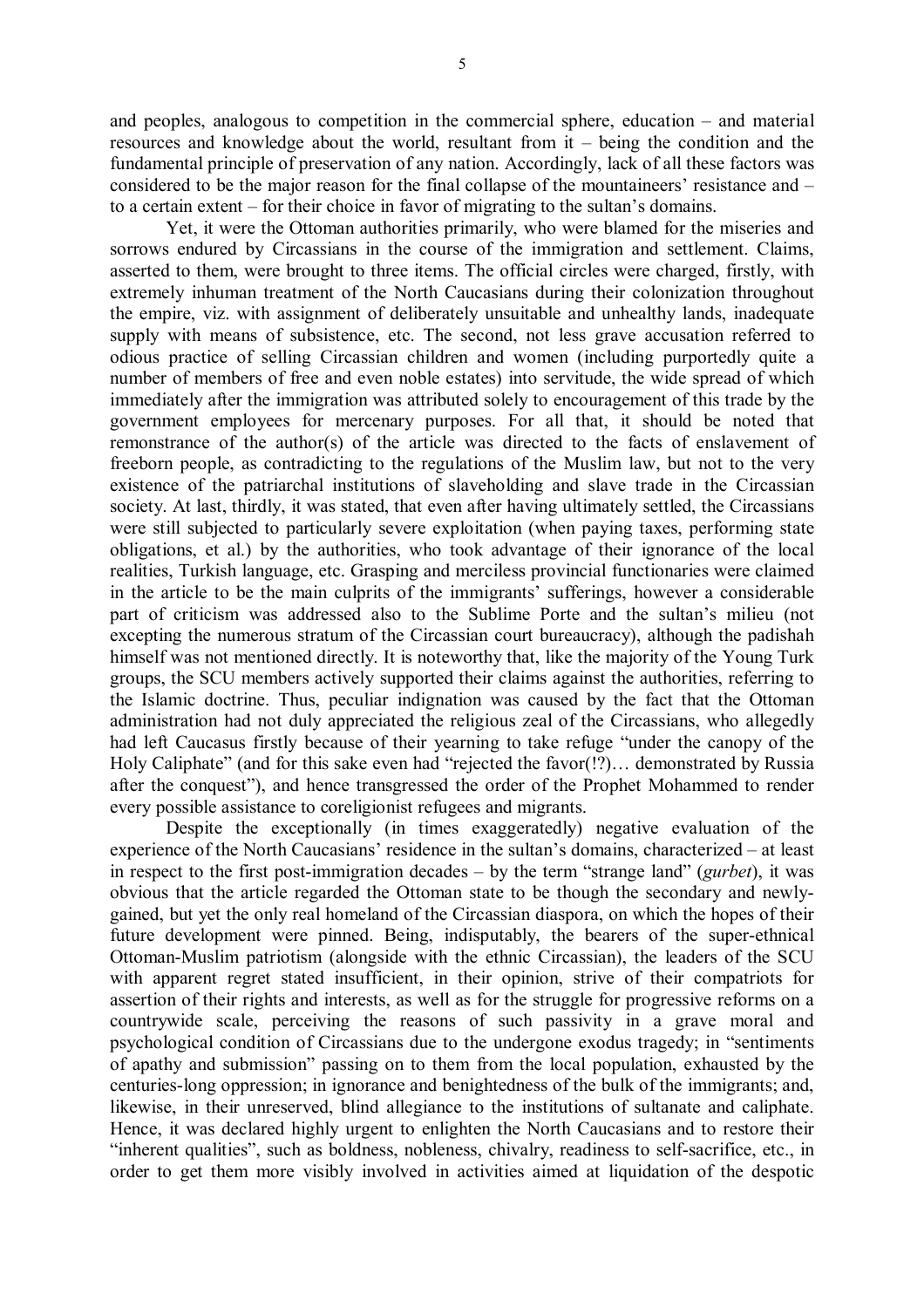and peoples, analogous to competition in the commercial sphere, education – and material resources and knowledge about the world, resultant from it – being the condition and the fundamental principle of preservation of any nation. Accordingly, lack of all these factors was considered to be the major reason for the final collapse of the mountaineers' resistance and – to a certain extent – for their choice in favor of migrating to the sultan's domains.

Yet, it were the Ottoman authorities primarily, who were blamed for the miseries and sorrows endured by Circassians in the course of the immigration and settlement. Claims, asserted to them, were brought to three items. The official circles were charged, firstly, with extremely inhuman treatment of the North Caucasians during their colonization throughout the empire, viz. with assignment of deliberately unsuitable and unhealthy lands, inadequate supply with means of subsistence, etc. The second, not less grave accusation referred to odious practice of selling Circassian children and women (including purportedly quite a number of members of free and even noble estates) into servitude, the wide spread of which immediately after the immigration was attributed solely to encouragement of this trade by the government employees for mercenary purposes. For all that, it should be noted that remonstrance of the author(s) of the article was directed to the facts of enslavement of freeborn people, as contradicting to the regulations of the Muslim law, but not to the very existence of the patriarchal institutions of slaveholding and slave trade in the Circassian society. At last, thirdly, it was stated, that even after having ultimately settled, the Circassians were still subjected to particularly severe exploitation (when paying taxes, performing state obligations, et al.) by the authorities, who took advantage of their ignorance of the local realities, Turkish language, etc. Grasping and merciless provincial functionaries were claimed in the article to be the main culprits of the immigrants' sufferings, however a considerable part of criticism was addressed also to the Sublime Porte and the sultan's milieu (not excepting the numerous stratum of the Circassian court bureaucracy), although the padishah himself was not mentioned directly. It is noteworthy that, like the majority of the Young Turk groups, the SCU members actively supported their claims against the authorities, referring to the Islamic doctrine. Thus, peculiar indignation was caused by the fact that the Ottoman administration had not duly appreciated the religious zeal of the Circassians, who allegedly had left Caucasus firstly because of their yearning to take refuge "under the canopy of the Holy Caliphate" (and for this sake even had "rejected the favor(!?)… demonstrated by Russia after the conquest"), and hence transgressed the order of the Prophet Mohammed to render every possible assistance to coreligionist refugees and migrants.

Despite the exceptionally (in times exaggeratedly) negative evaluation of the experience of the North Caucasians' residence in the sultan's domains, characterized – at least in respect to the first post-immigration decades – by the term "strange land" (*gurbet*), it was obvious that the article regarded the Ottoman state to be though the secondary and newly-gained, but yet the only real homeland of the Circassian diaspora, on which the hopes of their future development were pinned. Being, indisputably, the bearers of the super-ethnical Ottoman-Muslim patriotism (alongside with the ethnic Circassian), the leaders of the SCU with apparent regret stated insufficient, in their opinion, strive of their compatriots for assertion of their rights and interests, as well as for the struggle for progressive reforms on a countrywide scale, perceiving the reasons of such passivity in a grave moral and psychological condition of Circassians due to the undergone exodus tragedy; in "sentiments of apathy and submission" passing on to them from the local population, exhausted by the centuries-long oppression; in ignorance and benightedness of the bulk of the immigrants; and, likewise, in their unreserved, blind allegiance to the institutions of sultanate and caliphate. Hence, it was declared highly urgent to enlighten the North Caucasians and to restore their "inherent qualities", such as boldness, nobleness, chivalry, readiness to self-sacrifice, etc., in order to get them more visibly involved in activities aimed at liquidation of the despotic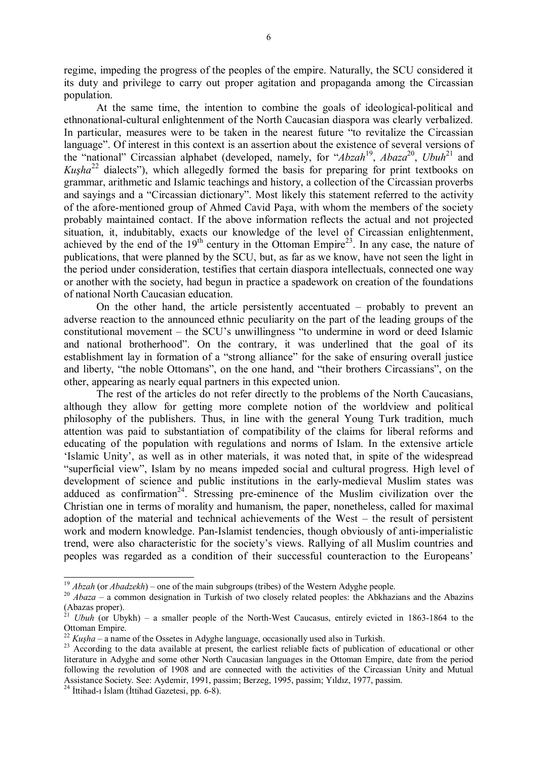regime, impeding the progress of the peoples of the empire. Naturally, the SCU considered it its duty and privilege to carry out proper agitation and propaganda among the Circassian population.

At the same time, the intention to combine the goals of ideological-political and ethnonational-cultural enlightenment of the North Caucasian diaspora was clearly verbalized. In particular, measures were to be taken in the nearest future "to revitalize the Circassian language". Of interest in this context is an assertion about the existence of several versions of the "national" Circassian alphabet (developed, namely, for "*Abzah*[19], *Abaza*[20], *Ubuh*[21] and *Kuşha*[22] dialects"), which allegedly formed the basis for preparing for print textbooks on grammar, arithmetic and Islamic teachings and history, a collection of the Circassian proverbs and sayings and a "Circassian dictionary". Most likely this statement referred to the activity of the afore-mentioned group of Ahmed Cavid Paşa, with whom the members of the society probably maintained contact. If the above information reflects the actual and not projected situation, it, indubitably, exacts our knowledge of the level of Circassian enlightenment, achieved by the end of the 19th century in the Ottoman Empire[23]. In any case, the nature of publications, that were planned by the SCU, but, as far as we know, have not seen the light in the period under consideration, testifies that certain diaspora intellectuals, connected one way or another with the society, had begun in practice a spadework on creation of the foundations of national North Caucasian education.

On the other hand, the article persistently accentuated – probably to prevent an adverse reaction to the announced ethnic peculiarity on the part of the leading groups of the constitutional movement – the SCU's unwillingness "to undermine in word or deed Islamic and national brotherhood". On the contrary, it was underlined that the goal of its establishment lay in formation of a "strong alliance" for the sake of ensuring overall justice and liberty, "the noble Ottomans", on the one hand, and "their brothers Circassians", on the other, appearing as nearly equal partners in this expected union.

The rest of the articles do not refer directly to the problems of the North Caucasians, although they allow for getting more complete notion of the worldview and political philosophy of the publishers. Thus, in line with the general Young Turk tradition, much attention was paid to substantiation of compatibility of the claims for liberal reforms and educating of the population with regulations and norms of Islam. In the extensive article 'Islamic Unity', as well as in other materials, it was noted that, in spite of the widespread "superficial view", Islam by no means impeded social and cultural progress. High level of development of science and public institutions in the early-medieval Muslim states was adduced as confirmation[24]. Stressing pre-eminence of the Muslim civilization over the Christian one in terms of morality and humanism, the paper, nonetheless, called for maximal adoption of the material and technical achievements of the West – the result of persistent work and modern knowledge. Pan-Islamist tendencies, though obviously of anti-imperialistic trend, were also characteristic for the society's views. Rallying of all Muslim countries and peoples was regarded as a condition of their successful counteraction to the Europeans'

---

[19] *Abzah* (or *Abadzekh*) – one of the main subgroups (tribes) of the Western Adyghe people.

[20] *Abaza* – a common designation in Turkish of two closely related peoples: the Abkhazians and the Abazins (Abazas proper).

[21] *Ubuh* (or Ubykh) – a smaller people of the North-West Caucasus, entirely evicted in 1863-1864 to the Ottoman Empire.

[22] *Kuşha* – a name of the Ossetes in Adyghe language, occasionally used also in Turkish.

[23] According to the data available at present, the earliest reliable facts of publication of educational or other literature in Adyghe and some other North Caucasian languages in the Ottoman Empire, date from the period following the revolution of 1908 and are connected with the activities of the Circassian Unity and Mutual Assistance Society. See: Aydemir, 1991, passim; Berzeg, 1995, passim; Yıldız, 1977, passim.

[24] İttihad-ı İslam (İttihad Gazetesi, pp. 6-8).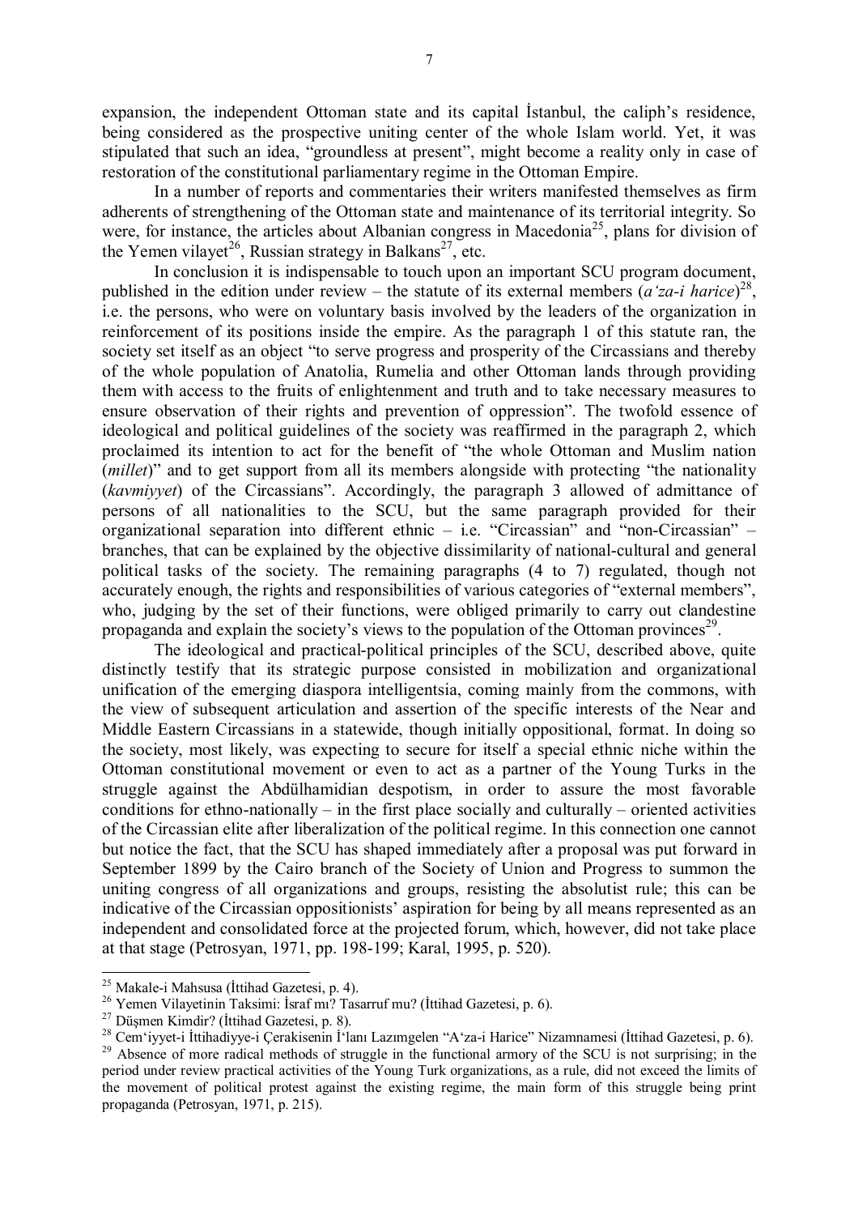expansion, the independent Ottoman state and its capital İstanbul, the caliph's residence, being considered as the prospective uniting center of the whole Islam world. Yet, it was stipulated that such an idea, "groundless at present", might become a reality only in case of restoration of the constitutional parliamentary regime in the Ottoman Empire.

In a number of reports and commentaries their writers manifested themselves as firm adherents of strengthening of the Ottoman state and maintenance of its territorial integrity. So were, for instance, the articles about Albanian congress in Macedonia[25], plans for division of the Yemen vilayet[26], Russian strategy in Balkans[27], etc.

In conclusion it is indispensable to touch upon an important SCU program document, published in the edition under review – the statute of its external members (*a'za-i harice*)[28], i.e. the persons, who were on voluntary basis involved by the leaders of the organization in reinforcement of its positions inside the empire. As the paragraph 1 of this statute ran, the society set itself as an object "to serve progress and prosperity of the Circassians and thereby of the whole population of Anatolia, Rumelia and other Ottoman lands through providing them with access to the fruits of enlightenment and truth and to take necessary measures to ensure observation of their rights and prevention of oppression". The twofold essence of ideological and political guidelines of the society was reaffirmed in the paragraph 2, which proclaimed its intention to act for the benefit of "the whole Ottoman and Muslim nation (*millet*)" and to get support from all its members alongside with protecting "the nationality (*kavmiyyet*) of the Circassians". Accordingly, the paragraph 3 allowed of admittance of persons of all nationalities to the SCU, but the same paragraph provided for their organizational separation into different ethnic – i.e. "Circassian" and "non-Circassian" – branches, that can be explained by the objective dissimilarity of national-cultural and general political tasks of the society. The remaining paragraphs (4 to 7) regulated, though not accurately enough, the rights and responsibilities of various categories of "external members", who, judging by the set of their functions, were obliged primarily to carry out clandestine propaganda and explain the society's views to the population of the Ottoman provinces[29].

The ideological and practical-political principles of the SCU, described above, quite distinctly testify that its strategic purpose consisted in mobilization and organizational unification of the emerging diaspora intelligentsia, coming mainly from the commons, with the view of subsequent articulation and assertion of the specific interests of the Near and Middle Eastern Circassians in a statewide, though initially oppositional, format. In doing so the society, most likely, was expecting to secure for itself a special ethnic niche within the Ottoman constitutional movement or even to act as a partner of the Young Turks in the struggle against the Abdülhamidian despotism, in order to assure the most favorable conditions for ethno-nationally – in the first place socially and culturally – oriented activities of the Circassian elite after liberalization of the political regime. In this connection one cannot but notice the fact, that the SCU has shaped immediately after a proposal was put forward in September 1899 by the Cairo branch of the Society of Union and Progress to summon the uniting congress of all organizations and groups, resisting the absolutist rule; this can be indicative of the Circassian oppositionists' aspiration for being by all means represented as an independent and consolidated force at the projected forum, which, however, did not take place at that stage (Petrosyan, 1971, pp. 198-199; Karal, 1995, p. 520).

---

[25] Makale-i Mahsusa (İttihad Gazetesi, p. 4).

[26] Yemen Vilayetinin Taksimi: İsraf mı? Tasarruf mu? (İttihad Gazetesi, p. 6).

[27] Düşmen Kimdir? (İttihad Gazetesi, p. 8).

[28] Cem'iyyet-i İttihadiyye-i Çerakisenin İ'lanı Lazımgelen "A'za-i Harice" Nizamnamesi (İttihad Gazetesi, p. 6).

[29] Absence of more radical methods of struggle in the functional armory of the SCU is not surprising; in the period under review practical activities of the Young Turk organizations, as a rule, did not exceed the limits of the movement of political protest against the existing regime, the main form of this struggle being print propaganda (Petrosyan, 1971, p. 215).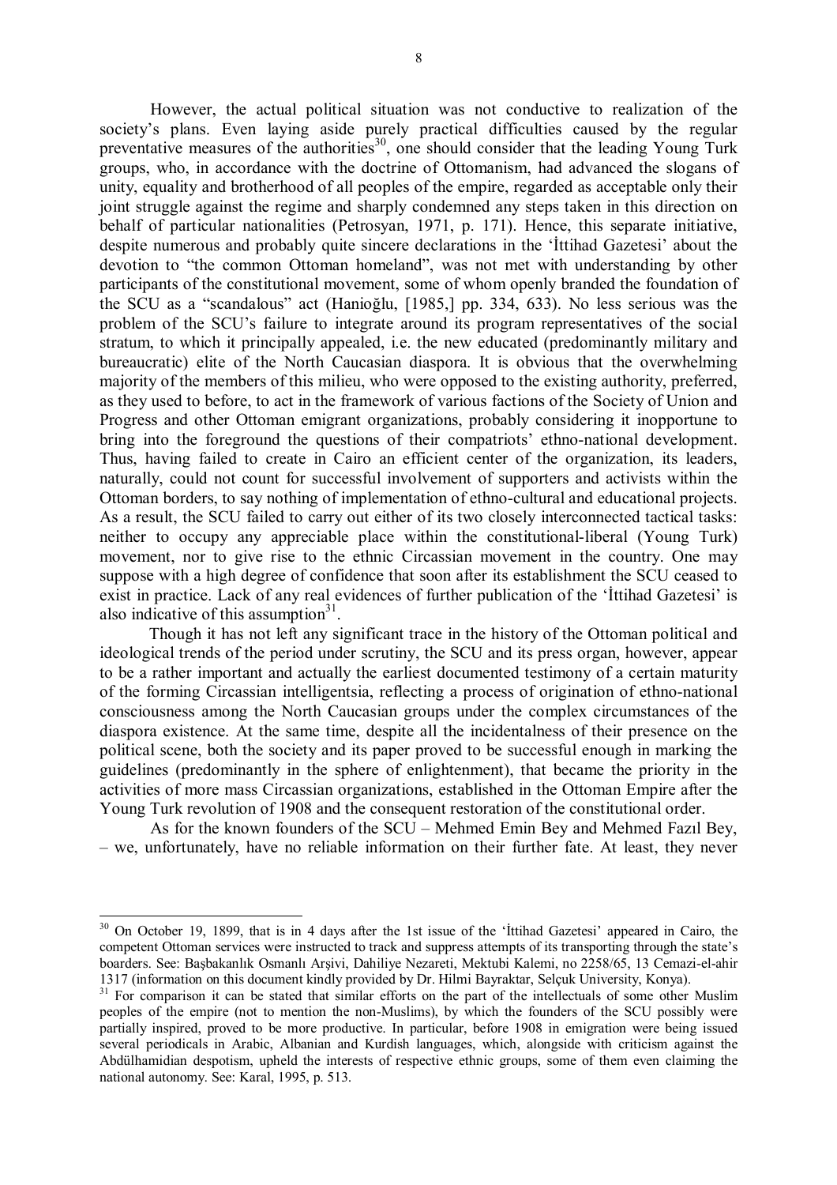However, the actual political situation was not conductive to realization of the society's plans. Even laying aside purely practical difficulties caused by the regular preventative measures of the authorities[30], one should consider that the leading Young Turk groups, who, in accordance with the doctrine of Ottomanism, had advanced the slogans of unity, equality and brotherhood of all peoples of the empire, regarded as acceptable only their joint struggle against the regime and sharply condemned any steps taken in this direction on behalf of particular nationalities (Petrosyan, 1971, p. 171). Hence, this separate initiative, despite numerous and probably quite sincere declarations in the 'İttihad Gazetesi' about the devotion to "the common Ottoman homeland", was not met with understanding by other participants of the constitutional movement, some of whom openly branded the foundation of the SCU as a "scandalous" act (Hanioğlu, [1985,] pp. 334, 633). No less serious was the problem of the SCU's failure to integrate around its program representatives of the social stratum, to which it principally appealed, i.e. the new educated (predominantly military and bureaucratic) elite of the North Caucasian diaspora. It is obvious that the overwhelming majority of the members of this milieu, who were opposed to the existing authority, preferred, as they used to before, to act in the framework of various factions of the Society of Union and Progress and other Ottoman emigrant organizations, probably considering it inopportune to bring into the foreground the questions of their compatriots' ethno-national development. Thus, having failed to create in Cairo an efficient center of the organization, its leaders, naturally, could not count for successful involvement of supporters and activists within the Ottoman borders, to say nothing of implementation of ethno-cultural and educational projects. As a result, the SCU failed to carry out either of its two closely interconnected tactical tasks: neither to occupy any appreciable place within the constitutional-liberal (Young Turk) movement, nor to give rise to the ethnic Circassian movement in the country. One may suppose with a high degree of confidence that soon after its establishment the SCU ceased to exist in practice. Lack of any real evidences of further publication of the 'İttihad Gazetesi' is also indicative of this assumption[31].

Though it has not left any significant trace in the history of the Ottoman political and ideological trends of the period under scrutiny, the SCU and its press organ, however, appear to be a rather important and actually the earliest documented testimony of a certain maturity of the forming Circassian intelligentsia, reflecting a process of origination of ethno-national consciousness among the North Caucasian groups under the complex circumstances of the diaspora existence. At the same time, despite all the incidentalness of their presence on the political scene, both the society and its paper proved to be successful enough in marking the guidelines (predominantly in the sphere of enlightenment), that became the priority in the activities of more mass Circassian organizations, established in the Ottoman Empire after the Young Turk revolution of 1908 and the consequent restoration of the constitutional order.

As for the known founders of the SCU – Mehmed Emin Bey and Mehmed Fazıl Bey, – we, unfortunately, have no reliable information on their further fate. At least, they never

---

[30] On October 19, 1899, that is in 4 days after the 1st issue of the 'İttihad Gazetesi' appeared in Cairo, the competent Ottoman services were instructed to track and suppress attempts of its transporting through the state's boarders. See: Başbakanlık Osmanlı Arşivi, Dahiliye Nezareti, Mektubi Kalemi, no 2258/65, 13 Cemazi-el-ahir 1317 (information on this document kindly provided by Dr. Hilmi Bayraktar, Selçuk University, Konya).

[31] For comparison it can be stated that similar efforts on the part of the intellectuals of some other Muslim peoples of the empire (not to mention the non-Muslims), by which the founders of the SCU possibly were partially inspired, proved to be more productive. In particular, before 1908 in emigration were being issued several periodicals in Arabic, Albanian and Kurdish languages, which, alongside with criticism against the Abdülhamidian despotism, upheld the interests of respective ethnic groups, some of them even claiming the national autonomy. See: Karal, 1995, p. 513.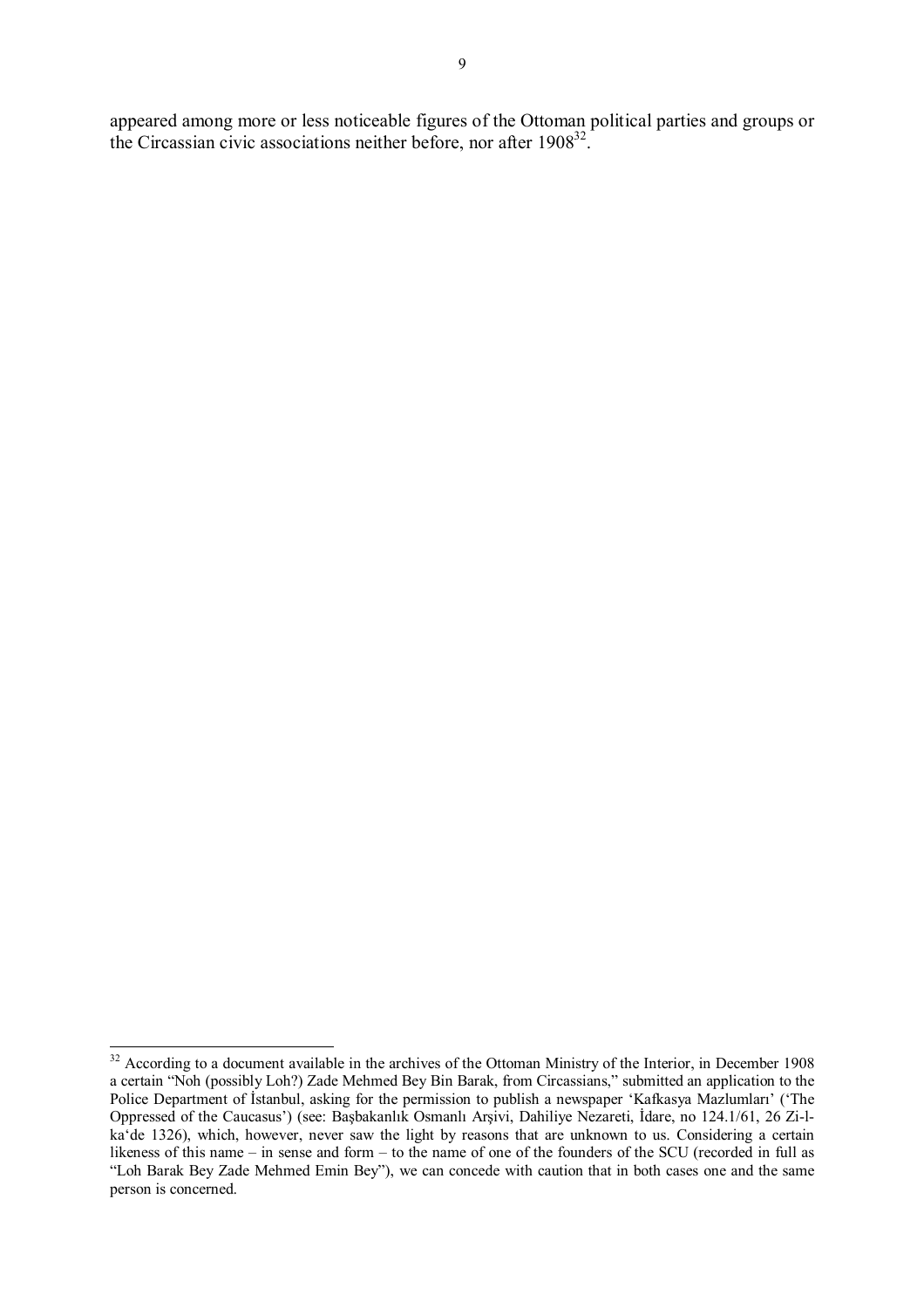appeared among more or less noticeable figures of the Ottoman political parties and groups or the Circassian civic associations neither before, nor after 1908[32].

[32] According to a document available in the archives of the Ottoman Ministry of the Interior, in December 1908 a certain "Noh (possibly Loh?) Zade Mehmed Bey Bin Barak, from Circassians," submitted an application to the Police Department of İstanbul, asking for the permission to publish a newspaper 'Kafkasya Mazlumları' ('The Oppressed of the Caucasus') (see: Başbakanlık Osmanlı Arşivi, Dahiliye Nezareti, İdare, no 124.1/61, 26 Zi-l-ka'de 1326), which, however, never saw the light by reasons that are unknown to us. Considering a certain likeness of this name – in sense and form – to the name of one of the founders of the SCU (recorded in full as "Loh Barak Bey Zade Mehmed Emin Bey"), we can concede with caution that in both cases one and the same person is concerned.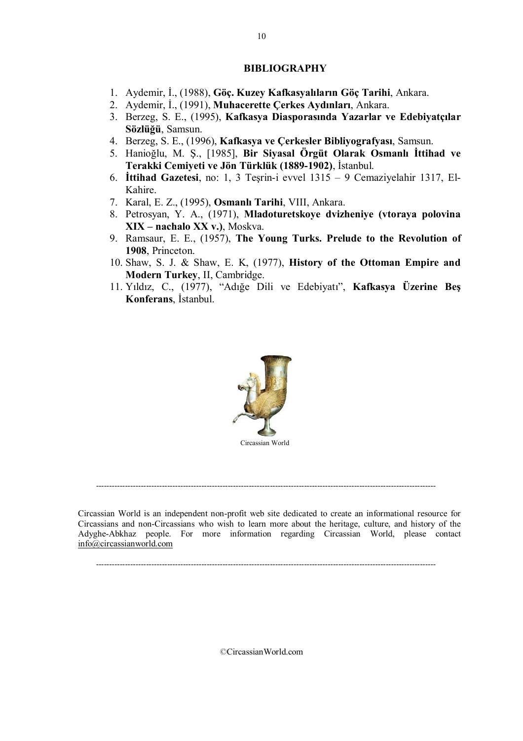## BIBLIOGRAPHY

1. Aydemir, İ., (1988), **Göç. Kuzey Kafkasyalıların Göç Tarihi**, Ankara.
2. Aydemir, İ., (1991), **Muhacerette Çerkes Aydınları**, Ankara.
3. Berzeg, S. E., (1995), **Kafkasya Diasporasında Yazarlar ve Edebiyatçılar Sözlüğü**, Samsun.
4. Berzeg, S. E., (1996), **Kafkasya ve Çerkesler Bibliyografyası**, Samsun.
5. Hanioğlu, M. Ş., [1985], **Bir Siyasal Örgüt Olarak Osmanlı İttihad ve Terakki Cemiyeti ve Jön Türklük (1889-1902)**, İstanbul.
6. **İttihad Gazetesi**, no: 1, 3 Teşrin-i evvel 1315 – 9 Cemaziyelahir 1317, El-Kahire.
7. Karal, E. Z., (1995), **Osmanlı Tarihi**, VIII, Ankara.
8. Petrosyan, Y. A., (1971), **Mladoturetskoye dvizheniye (vtoraya polovina XIX – nachalo XX v.)**, Moskva.
9. Ramsaur, E. E., (1957), **The Young Turks. Prelude to the Revolution of 1908**, Princeton.
10. Shaw, S. J. & Shaw, E. K, (1977), **History of the Ottoman Empire and Modern Turkey**, II, Cambridge.
11. Yıldız, C., (1977), "Adığe Dili ve Edebiyatı", **Kafkasya Üzerine Beş Konferans**, İstanbul.

Circassian World

---

Circassian World is an independent non-profit web site dedicated to create an informational resource for Circassians and non-Circassians who wish to learn more about the heritage, culture, and history of the Adyghe-Abkhaz people. For more information regarding Circassian World, please contact info@circassianworld.com

---

©CircassianWorld.com